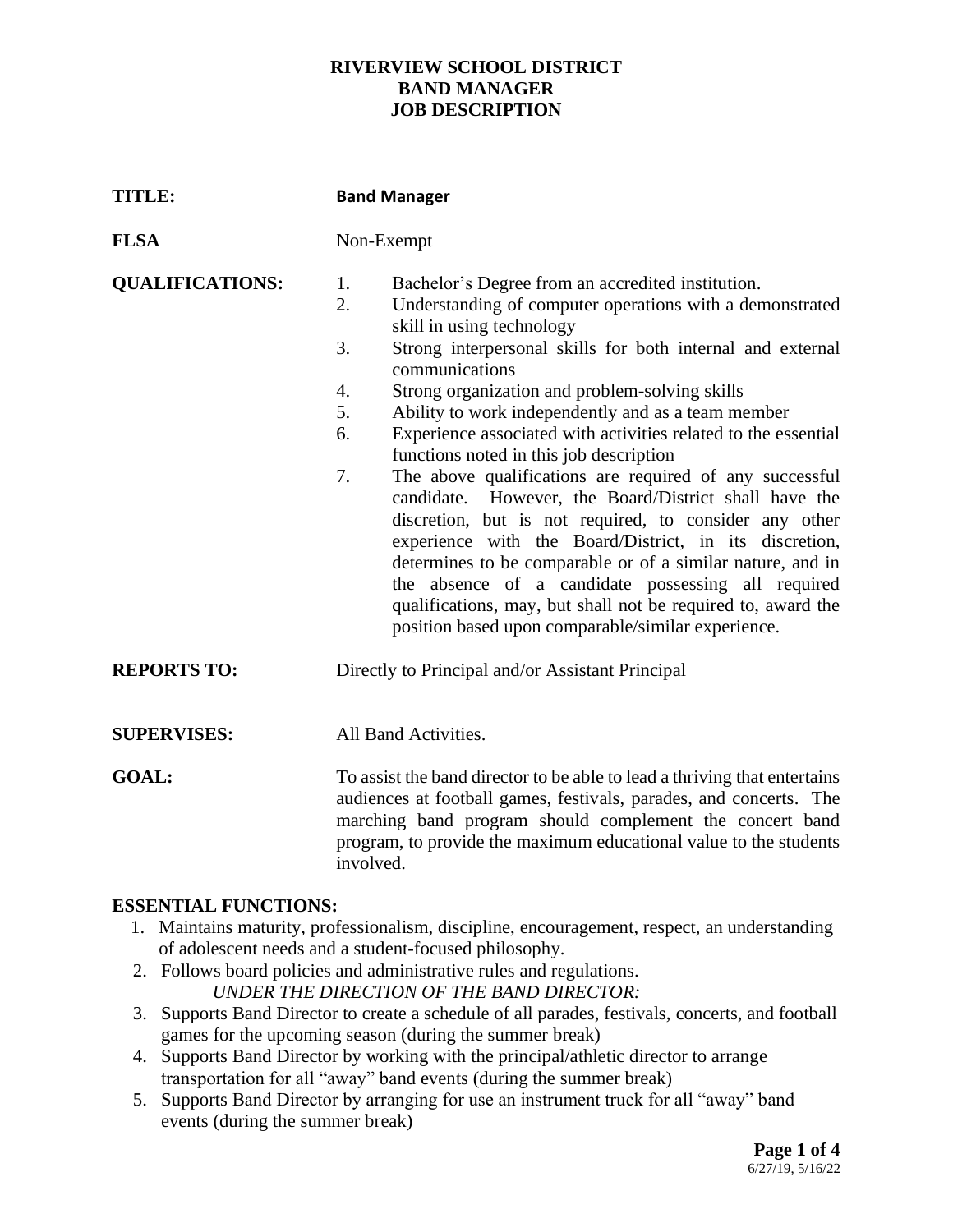# RIVERVIEW SCHOOL DISTRICT
# BAND MANAGER
# JOB DESCRIPTION

**TITLE:** **Band Manager**

**FLSA** Non-Exempt

**QUALIFICATIONS:**

1. Bachelor's Degree from an accredited institution.
2. Understanding of computer operations with a demonstrated skill in using technology
3. Strong interpersonal skills for both internal and external communications
4. Strong organization and problem-solving skills
5. Ability to work independently and as a team member
6. Experience associated with activities related to the essential functions noted in this job description
7. The above qualifications are required of any successful candidate. However, the Board/District shall have the discretion, but is not required, to consider any other experience with the Board/District, in its discretion, determines to be comparable or of a similar nature, and in the absence of a candidate possessing all required qualifications, may, but shall not be required to, award the position based upon comparable/similar experience.

**REPORTS TO:** Directly to Principal and/or Assistant Principal

**SUPERVISES:** All Band Activities.

**GOAL:** To assist the band director to be able to lead a thriving that entertains audiences at football games, festivals, parades, and concerts. The marching band program should complement the concert band program, to provide the maximum educational value to the students involved.

**ESSENTIAL FUNCTIONS:**

1. Maintains maturity, professionalism, discipline, encouragement, respect, an understanding of adolescent needs and a student-focused philosophy.
2. Follows board policies and administrative rules and regulations.

   *UNDER THE DIRECTION OF THE BAND DIRECTOR:*

3. Supports Band Director to create a schedule of all parades, festivals, concerts, and football games for the upcoming season (during the summer break)
4. Supports Band Director by working with the principal/athletic director to arrange transportation for all "away" band events (during the summer break)
5. Supports Band Director by arranging for use an instrument truck for all "away" band events (during the summer break)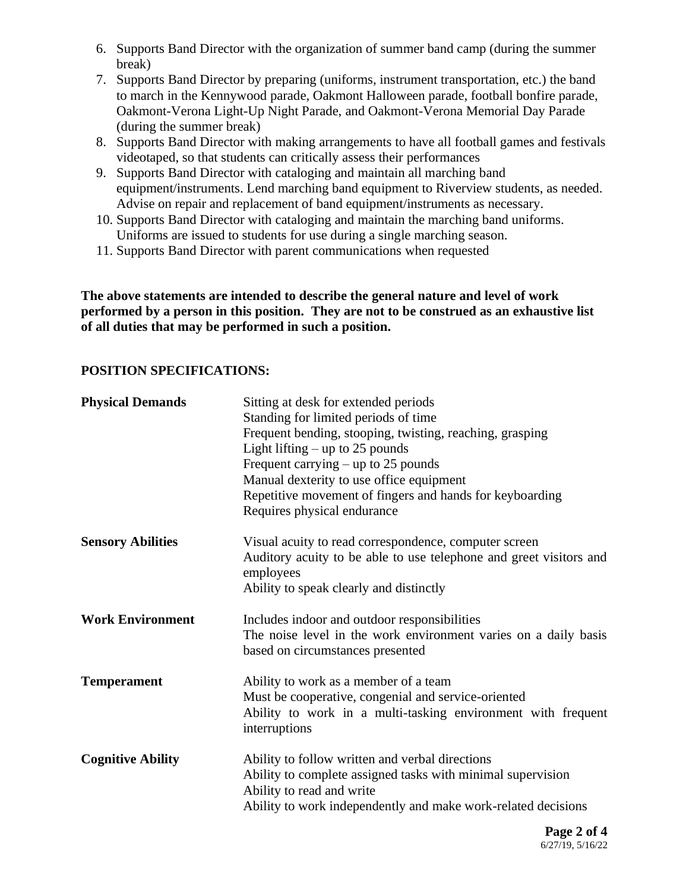6. Supports Band Director with the organization of summer band camp (during the summer break)
7. Supports Band Director by preparing (uniforms, instrument transportation, etc.) the band to march in the Kennywood parade, Oakmont Halloween parade, football bonfire parade, Oakmont-Verona Light-Up Night Parade, and Oakmont-Verona Memorial Day Parade (during the summer break)
8. Supports Band Director with making arrangements to have all football games and festivals videotaped, so that students can critically assess their performances
9. Supports Band Director with cataloging and maintain all marching band equipment/instruments. Lend marching band equipment to Riverview students, as needed. Advise on repair and replacement of band equipment/instruments as necessary.
10. Supports Band Director with cataloging and maintain the marching band uniforms. Uniforms are issued to students for use during a single marching season.
11. Supports Band Director with parent communications when requested

**The above statements are intended to describe the general nature and level of work performed by a person in this position. They are not to be construed as an exhaustive list of all duties that may be performed in such a position.**

## POSITION SPECIFICATIONS:

| | |
|---|---|
| **Physical Demands** | Sitting at desk for extended periods<br>Standing for limited periods of time<br>Frequent bending, stooping, twisting, reaching, grasping<br>Light lifting – up to 25 pounds<br>Frequent carrying – up to 25 pounds<br>Manual dexterity to use office equipment<br>Repetitive movement of fingers and hands for keyboarding<br>Requires physical endurance |
| **Sensory Abilities** | Visual acuity to read correspondence, computer screen<br>Auditory acuity to be able to use telephone and greet visitors and employees<br>Ability to speak clearly and distinctly |
| **Work Environment** | Includes indoor and outdoor responsibilities<br>The noise level in the work environment varies on a daily basis based on circumstances presented |
| **Temperament** | Ability to work as a member of a team<br>Must be cooperative, congenial and service-oriented<br>Ability to work in a multi-tasking environment with frequent interruptions |
| **Cognitive Ability** | Ability to follow written and verbal directions<br>Ability to complete assigned tasks with minimal supervision<br>Ability to read and write<br>Ability to work independently and make work-related decisions |

6/27/19, 5/16/22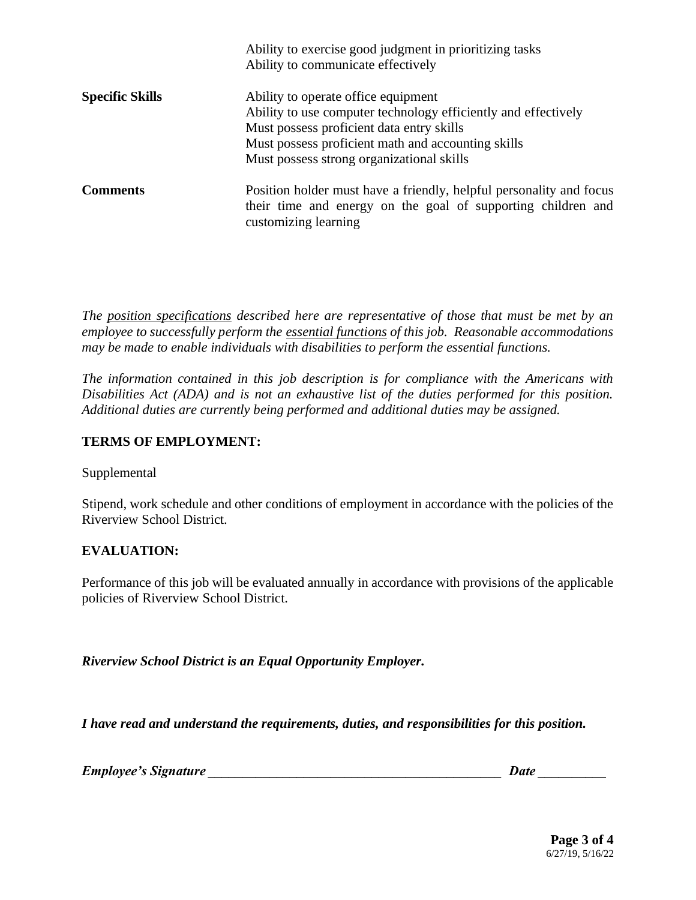| | |
|---|---|
| | Ability to exercise good judgment in prioritizing tasks<br>Ability to communicate effectively |
| **Specific Skills** | Ability to operate office equipment<br>Ability to use computer technology efficiently and effectively<br>Must possess proficient data entry skills<br>Must possess proficient math and accounting skills<br>Must possess strong organizational skills |
| **Comments** | Position holder must have a friendly, helpful personality and focus their time and energy on the goal of supporting children and customizing learning |

*The position specifications described here are representative of those that must be met by an employee to successfully perform the essential functions of this job. Reasonable accommodations may be made to enable individuals with disabilities to perform the essential functions.*

*The information contained in this job description is for compliance with the Americans with Disabilities Act (ADA) and is not an exhaustive list of the duties performed for this position. Additional duties are currently being performed and additional duties may be assigned.*

## TERMS OF EMPLOYMENT:

Supplemental

Stipend, work schedule and other conditions of employment in accordance with the policies of the Riverview School District.

## EVALUATION:

Performance of this job will be evaluated annually in accordance with provisions of the applicable policies of Riverview School District.

***Riverview School District is an Equal Opportunity Employer.***

***I have read and understand the requirements, duties, and responsibilities for this position.***

***Employee's Signature*** _____________________________________________ ***Date*** __________

6/27/19, 5/16/22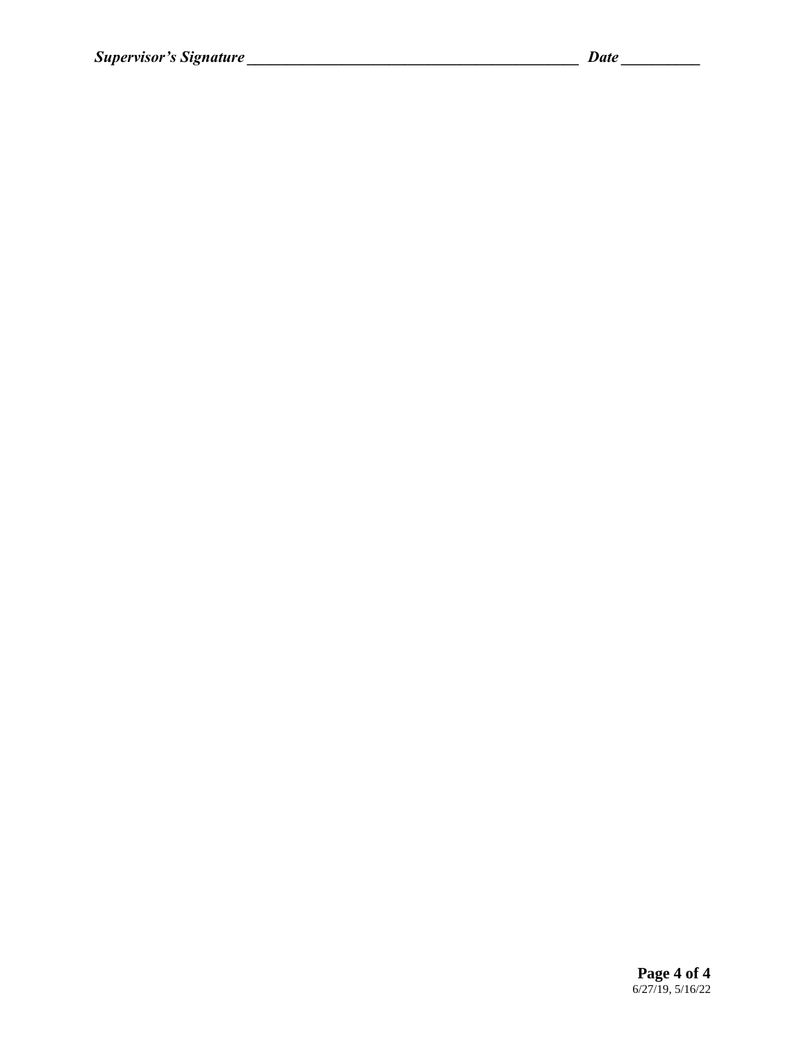***Supervisor's Signature _____________________________________________ Date __________***

6/27/19, 5/16/22